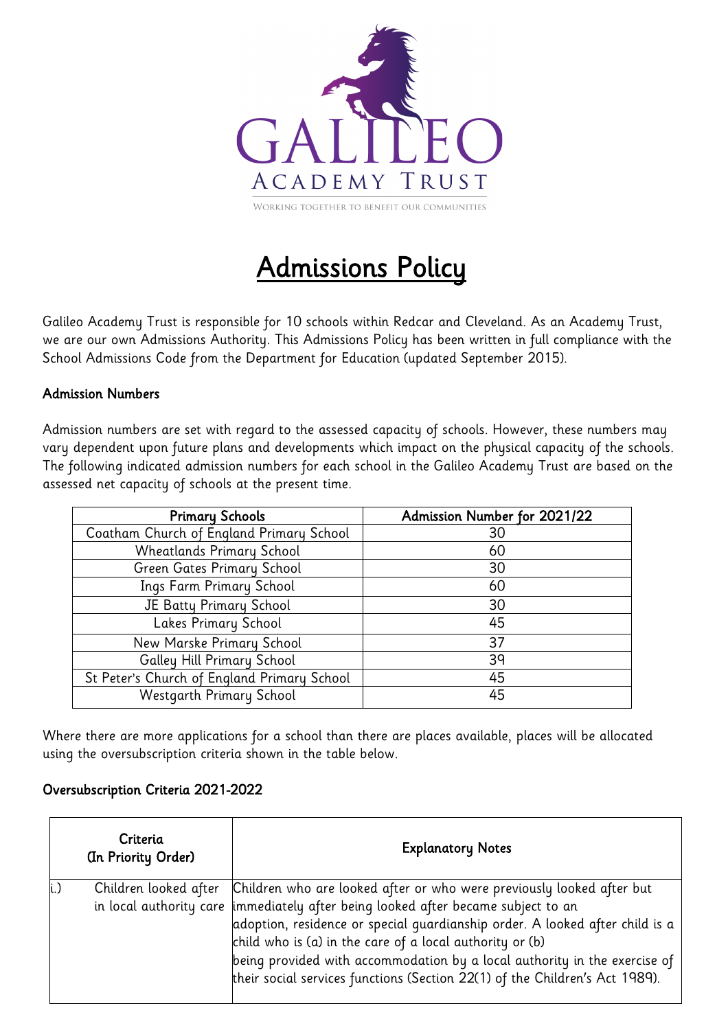GALILEO ACADEMY TRUST

WORKING TOGETHER TO BENEFIT OUR COMMUNITIES

# Admissions Policy

Galileo Academy Trust is responsible for 10 schools within Redcar and Cleveland. As an Academy Trust, we are our own Admissions Authority. This Admissions Policy has been written in full compliance with the School Admissions Code from the Department for Education (updated September 2015).

## Admission Numbers

Admission numbers are set with regard to the assessed capacity of schools. However, these numbers may vary dependent upon future plans and developments which impact on the physical capacity of the schools. The following indicated admission numbers for each school in the Galileo Academy Trust are based on the assessed net capacity of schools at the present time.

| Primary Schools | Admission Number for 2021/22 |
|---|---|
| Coatham Church of England Primary School | 30 |
| Wheatlands Primary School | 60 |
| Green Gates Primary School | 30 |
| Ings Farm Primary School | 60 |
| JE Batty Primary School | 30 |
| Lakes Primary School | 45 |
| New Marske Primary School | 37 |
| Galley Hill Primary School | 39 |
| St Peter's Church of England Primary School | 45 |
| Westgarth Primary School | 45 |

Where there are more applications for a school than there are places available, places will be allocated using the oversubscription criteria shown in the table below.

## Oversubscription Criteria 2021-2022

| Criteria (In Priority Order) | Explanatory Notes |
|---|---|
| i.) Children looked after in local authority care | Children who are looked after or who were previously looked after but immediately after being looked after became subject to an adoption, residence or special guardianship order. A looked after child is a child who is (a) in the care of a local authority or (b) being provided with accommodation by a local authority in the exercise of their social services functions (Section 22(1) of the Children's Act 1989). |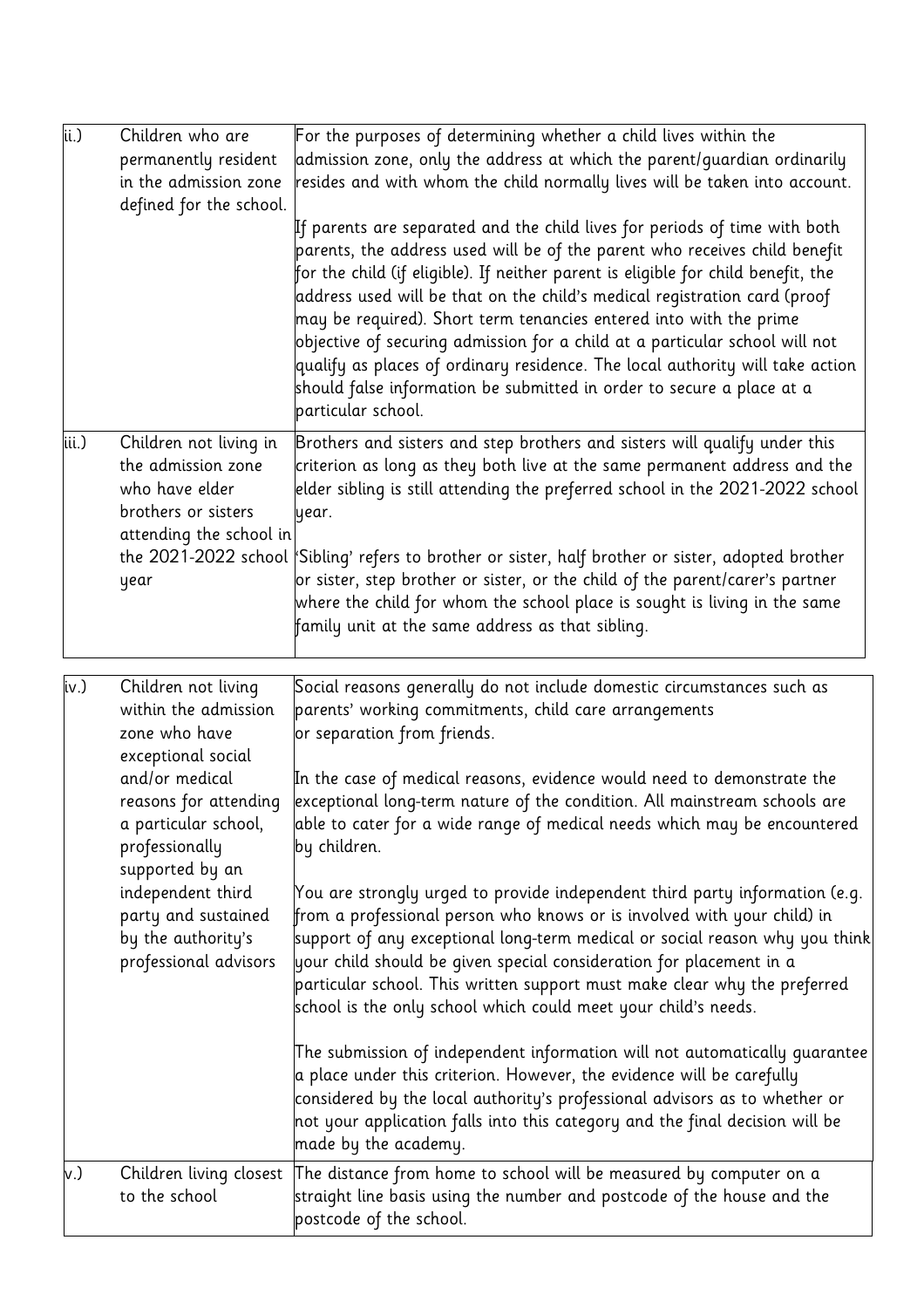| | | |
|---|---|---|
| ii.) | Children who are permanently resident in the admission zone defined for the school. | For the purposes of determining whether a child lives within the admission zone, only the address at which the parent/guardian ordinarily resides and with whom the child normally lives will be taken into account.<br><br>If parents are separated and the child lives for periods of time with both parents, the address used will be of the parent who receives child benefit for the child (if eligible). If neither parent is eligible for child benefit, the address used will be that on the child's medical registration card (proof may be required). Short term tenancies entered into with the prime objective of securing admission for a child at a particular school will not qualify as places of ordinary residence. The local authority will take action should false information be submitted in order to secure a place at a particular school. |
| iii.) | Children not living in the admission zone who have elder brothers or sisters attending the school in the 2021-2022 school year | Brothers and sisters and step brothers and sisters will qualify under this criterion as long as they both live at the same permanent address and the elder sibling is still attending the preferred school in the 2021-2022 school year.<br><br>'Sibling' refers to brother or sister, half brother or sister, adopted brother or sister, step brother or sister, or the child of the parent/carer's partner where the child for whom the school place is sought is living in the same family unit at the same address as that sibling. |
| iv.) | Children not living within the admission zone who have exceptional social and/or medical reasons for attending a particular school, professionally supported by an independent third party and sustained by the authority's professional advisors | Social reasons generally do not include domestic circumstances such as parents' working commitments, child care arrangements or separation from friends.<br><br>In the case of medical reasons, evidence would need to demonstrate the exceptional long-term nature of the condition. All mainstream schools are able to cater for a wide range of medical needs which may be encountered by children.<br><br>You are strongly urged to provide independent third party information (e.g. from a professional person who knows or is involved with your child) in support of any exceptional long-term medical or social reason why you think your child should be given special consideration for placement in a particular school. This written support must make clear why the preferred school is the only school which could meet your child's needs.<br><br>The submission of independent information will not automatically guarantee a place under this criterion. However, the evidence will be carefully considered by the local authority's professional advisors as to whether or not your application falls into this category and the final decision will be made by the academy. |
| v.) | Children living closest to the school | The distance from home to school will be measured by computer on a straight line basis using the number and postcode of the house and the postcode of the school. |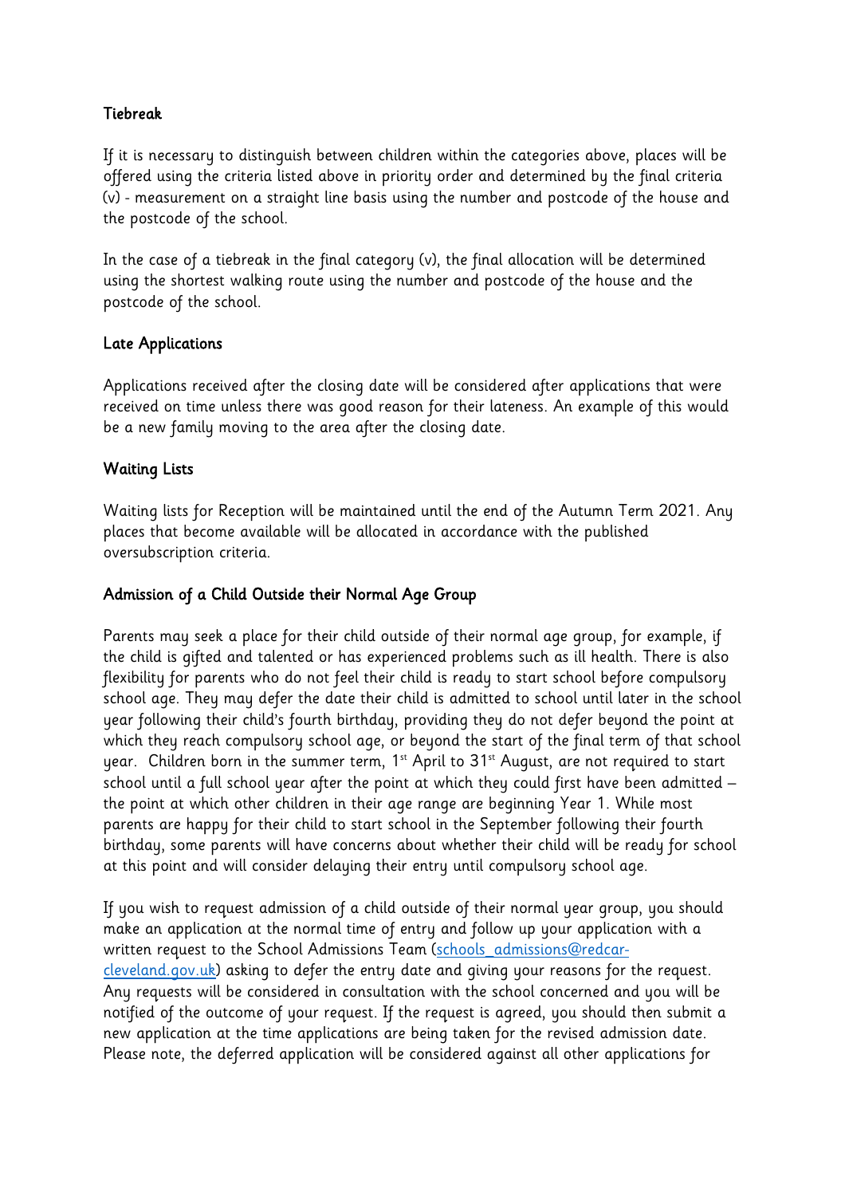## Tiebreak

If it is necessary to distinguish between children within the categories above, places will be offered using the criteria listed above in priority order and determined by the final criteria (v) - measurement on a straight line basis using the number and postcode of the house and the postcode of the school.

In the case of a tiebreak in the final category (v), the final allocation will be determined using the shortest walking route using the number and postcode of the house and the postcode of the school.

## Late Applications

Applications received after the closing date will be considered after applications that were received on time unless there was good reason for their lateness. An example of this would be a new family moving to the area after the closing date.

## Waiting Lists

Waiting lists for Reception will be maintained until the end of the Autumn Term 2021. Any places that become available will be allocated in accordance with the published oversubscription criteria.

## Admission of a Child Outside their Normal Age Group

Parents may seek a place for their child outside of their normal age group, for example, if the child is gifted and talented or has experienced problems such as ill health. There is also flexibility for parents who do not feel their child is ready to start school before compulsory school age. They may defer the date their child is admitted to school until later in the school year following their child's fourth birthday, providing they do not defer beyond the point at which they reach compulsory school age, or beyond the start of the final term of that school year. Children born in the summer term, 1st April to 31st August, are not required to start school until a full school year after the point at which they could first have been admitted – the point at which other children in their age range are beginning Year 1. While most parents are happy for their child to start school in the September following their fourth birthday, some parents will have concerns about whether their child will be ready for school at this point and will consider delaying their entry until compulsory school age.

If you wish to request admission of a child outside of their normal year group, you should make an application at the normal time of entry and follow up your application with a written request to the School Admissions Team (schools_admissions@redcar-cleveland.gov.uk) asking to defer the entry date and giving your reasons for the request. Any requests will be considered in consultation with the school concerned and you will be notified of the outcome of your request. If the request is agreed, you should then submit a new application at the time applications are being taken for the revised admission date. Please note, the deferred application will be considered against all other applications for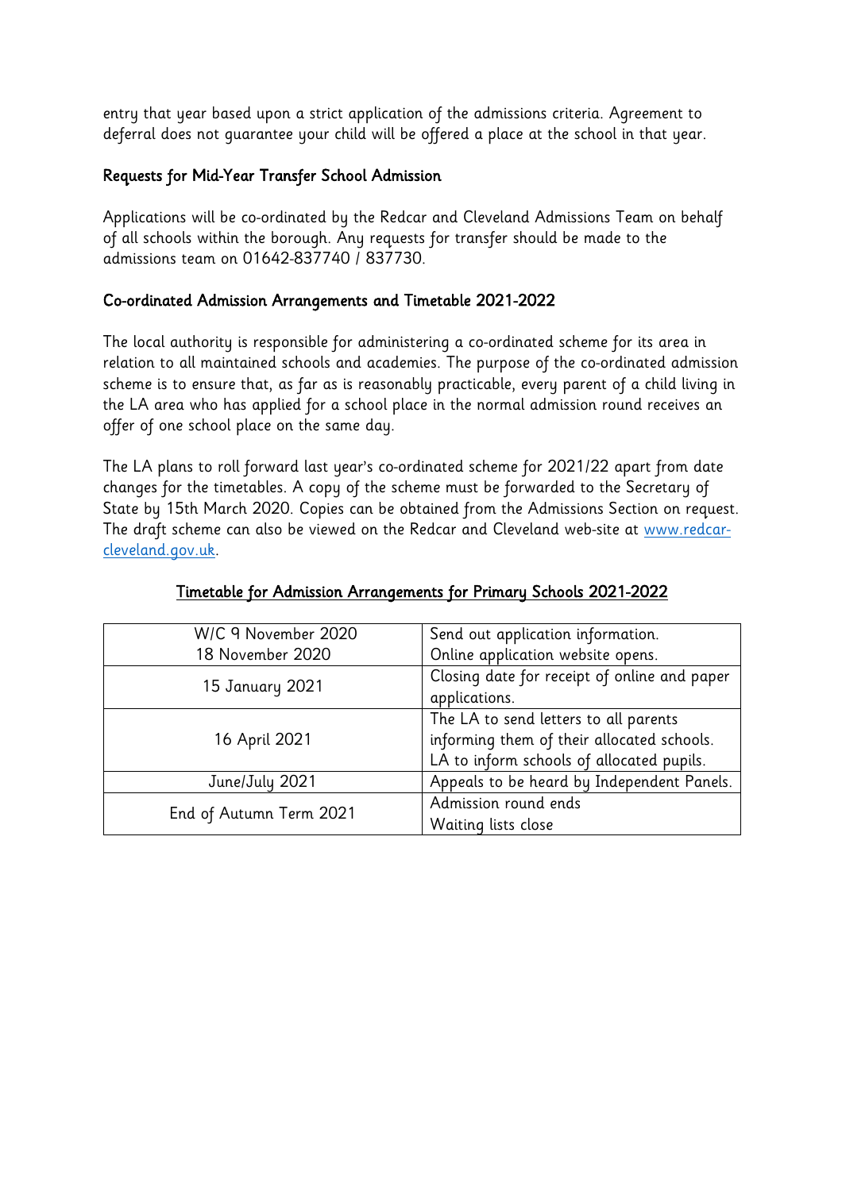entry that year based upon a strict application of the admissions criteria. Agreement to deferral does not guarantee your child will be offered a place at the school in that year.

## Requests for Mid-Year Transfer School Admission

Applications will be co-ordinated by the Redcar and Cleveland Admissions Team on behalf of all schools within the borough. Any requests for transfer should be made to the admissions team on 01642-837740 / 837730.

## Co-ordinated Admission Arrangements and Timetable 2021-2022

The local authority is responsible for administering a co-ordinated scheme for its area in relation to all maintained schools and academies. The purpose of the co-ordinated admission scheme is to ensure that, as far as is reasonably practicable, every parent of a child living in the LA area who has applied for a school place in the normal admission round receives an offer of one school place on the same day.

The LA plans to roll forward last year's co-ordinated scheme for 2021/22 apart from date changes for the timetables. A copy of the scheme must be forwarded to the Secretary of State by 15th March 2020. Copies can be obtained from the Admissions Section on request. The draft scheme can also be viewed on the Redcar and Cleveland web-site at [www.redcar-cleveland.gov.uk](www.redcar-cleveland.gov.uk).

### Timetable for Admission Arrangements for Primary Schools 2021-2022

| | |
|---|---|
| W/C 9 November 2020<br>18 November 2020 | Send out application information.<br>Online application website opens. |
| 15 January 2021 | Closing date for receipt of online and paper applications. |
| 16 April 2021 | The LA to send letters to all parents informing them of their allocated schools.<br>LA to inform schools of allocated pupils. |
| June/July 2021 | Appeals to be heard by Independent Panels. |
| End of Autumn Term 2021 | Admission round ends<br>Waiting lists close |